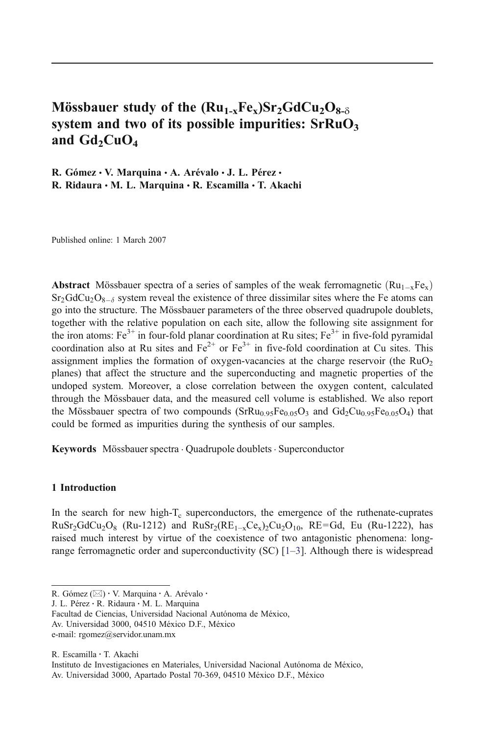# Mössbauer study of the $(Ru_{1-x}Fe_x)Sr_2GdCu_2O_{8-\delta}$ system and two of its possible impurities: $SrRuO_3$ and $Gd_2CuO_4$

**R. Gómez · V. Marquina · A. Arévalo · J. L. Pérez · R. Ridaura · M. L. Marquina · R. Escamilla · T. Akachi**

Published online: 1 March 2007

**Abstract** Mössbauer spectra of a series of samples of the weak ferromagnetic $(Ru_{1-x}Fe_x)Sr_2GdCu_2O_{8-\delta}$ system reveal the existence of three dissimilar sites where the Fe atoms can go into the structure. The Mössbauer parameters of the three observed quadrupole doublets, together with the relative population on each site, allow the following site assignment for the iron atoms: $Fe^{3+}$ in four-fold planar coordination at Ru sites; $Fe^{3+}$ in five-fold pyramidal coordination also at Ru sites and $Fe^{2+}$ or $Fe^{3+}$ in five-fold coordination at Cu sites. This assignment implies the formation of oxygen-vacancies at the charge reservoir (the $RuO_2$ planes) that affect the structure and the superconducting and magnetic properties of the undoped system. Moreover, a close correlation between the oxygen content, calculated through the Mössbauer data, and the measured cell volume is established. We also report the Mössbauer spectra of two compounds ($SrRu_{0.95}Fe_{0.05}O_3$ and $Gd_2Cu_{0.95}Fe_{0.05}O_4$) that could be formed as impurities during the synthesis of our samples.

**Keywords** Mössbauer spectra · Quadrupole doublets · Superconductor

## 1 Introduction

In the search for new high-$T_c$ superconductors, the emergence of the ruthenate-cuprates $RuSr_2GdCu_2O_8$ (Ru-1212) and $RuSr_2(RE_{1-x}Ce_x)_2Cu_2O_{10}$, RE=Gd, Eu (Ru-1222), has raised much interest by virtue of the coexistence of two antagonistic phenomena: long-range ferromagnetic order and superconductivity (SC) [1–3]. Although there is widespread

R. Gómez (✉) · V. Marquina · A. Arévalo · J. L. Pérez · R. Ridaura · M. L. Marquina
Facultad de Ciencias, Universidad Nacional Autónoma de México,
Av. Universidad 3000, 04510 México D.F., México
e-mail: rgomez@servidor.unam.mx

R. Escamilla · T. Akachi
Instituto de Investigaciones en Materiales, Universidad Nacional Autónoma de México,
Av. Universidad 3000, Apartado Postal 70-369, 04510 México D.F., México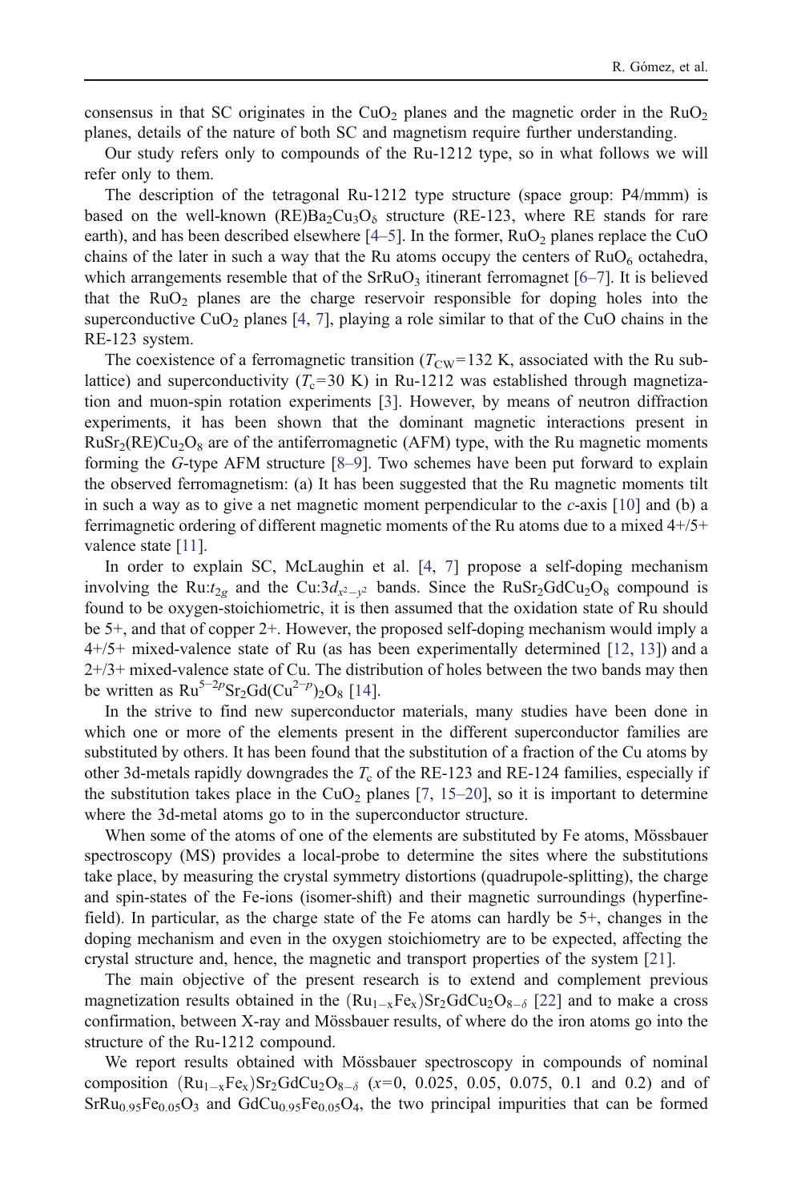consensus in that SC originates in the $CuO_2$ planes and the magnetic order in the $RuO_2$ planes, details of the nature of both SC and magnetism require further understanding.

Our study refers only to compounds of the Ru-1212 type, so in what follows we will refer only to them.

The description of the tetragonal Ru-1212 type structure (space group: P4/mmm) is based on the well-known $(RE)Ba_2Cu_3O_\delta$ structure (RE-123, where RE stands for rare earth), and has been described elsewhere [4–5]. In the former, $RuO_2$ planes replace the CuO chains of the later in such a way that the Ru atoms occupy the centers of $RuO_6$ octahedra, which arrangements resemble that of the $SrRuO_3$ itinerant ferromagnet [6–7]. It is believed that the $RuO_2$ planes are the charge reservoir responsible for doping holes into the superconductive $CuO_2$ planes [4, 7], playing a role similar to that of the CuO chains in the RE-123 system.

The coexistence of a ferromagnetic transition ($T_{CW}$=132 K, associated with the Ru sub-lattice) and superconductivity ($T_c$=30 K) in Ru-1212 was established through magnetization and muon-spin rotation experiments [3]. However, by means of neutron diffraction experiments, it has been shown that the dominant magnetic interactions present in $RuSr_2(RE)Cu_2O_8$ are of the antiferromagnetic (AFM) type, with the Ru magnetic moments forming the *G*-type AFM structure [8–9]. Two schemes have been put forward to explain the observed ferromagnetism: (a) It has been suggested that the Ru magnetic moments tilt in such a way as to give a net magnetic moment perpendicular to the *c*-axis [10] and (b) a ferrimagnetic ordering of different magnetic moments of the Ru atoms due to a mixed 4+/5+ valence state [11].

In order to explain SC, McLaughin et al. [4, 7] propose a self-doping mechanism involving the Ru:$t_{2g}$ and the Cu:$3d_{x^2-y^2}$ bands. Since the $RuSr_2GdCu_2O_8$ compound is found to be oxygen-stoichiometric, it is then assumed that the oxidation state of Ru should be 5+, and that of copper 2+. However, the proposed self-doping mechanism would imply a 4+/5+ mixed-valence state of Ru (as has been experimentally determined [12, 13]) and a 2+/3+ mixed-valence state of Cu. The distribution of holes between the two bands may then be written as $Ru^{5-2p}Sr_2Gd(Cu^{2-p})_2O_8$ [14].

In the strive to find new superconductor materials, many studies have been done in which one or more of the elements present in the different superconductor families are substituted by others. It has been found that the substitution of a fraction of the Cu atoms by other 3d-metals rapidly downgrades the $T_c$ of the RE-123 and RE-124 families, especially if the substitution takes place in the $CuO_2$ planes [7, 15–20], so it is important to determine where the 3d-metal atoms go to in the superconductor structure.

When some of the atoms of one of the elements are substituted by Fe atoms, Mössbauer spectroscopy (MS) provides a local-probe to determine the sites where the substitutions take place, by measuring the crystal symmetry distortions (quadrupole-splitting), the charge and spin-states of the Fe-ions (isomer-shift) and their magnetic surroundings (hyperfine-field). In particular, as the charge state of the Fe atoms can hardly be 5+, changes in the doping mechanism and even in the oxygen stoichiometry are to be expected, affecting the crystal structure and, hence, the magnetic and transport properties of the system [21].

The main objective of the present research is to extend and complement previous magnetization results obtained in the $(Ru_{1-x}Fe_x)Sr_2GdCu_2O_{8-\delta}$ [22] and to make a cross confirmation, between X-ray and Mössbauer results, of where do the iron atoms go into the structure of the Ru-1212 compound.

We report results obtained with Mössbauer spectroscopy in compounds of nominal composition $(Ru_{1-x}Fe_x)Sr_2GdCu_2O_{8-\delta}$ ($x$=0, 0.025, 0.05, 0.075, 0.1 and 0.2) and of $SrRu_{0.95}Fe_{0.05}O_3$ and $GdCu_{0.95}Fe_{0.05}O_4$, the two principal impurities that can be formed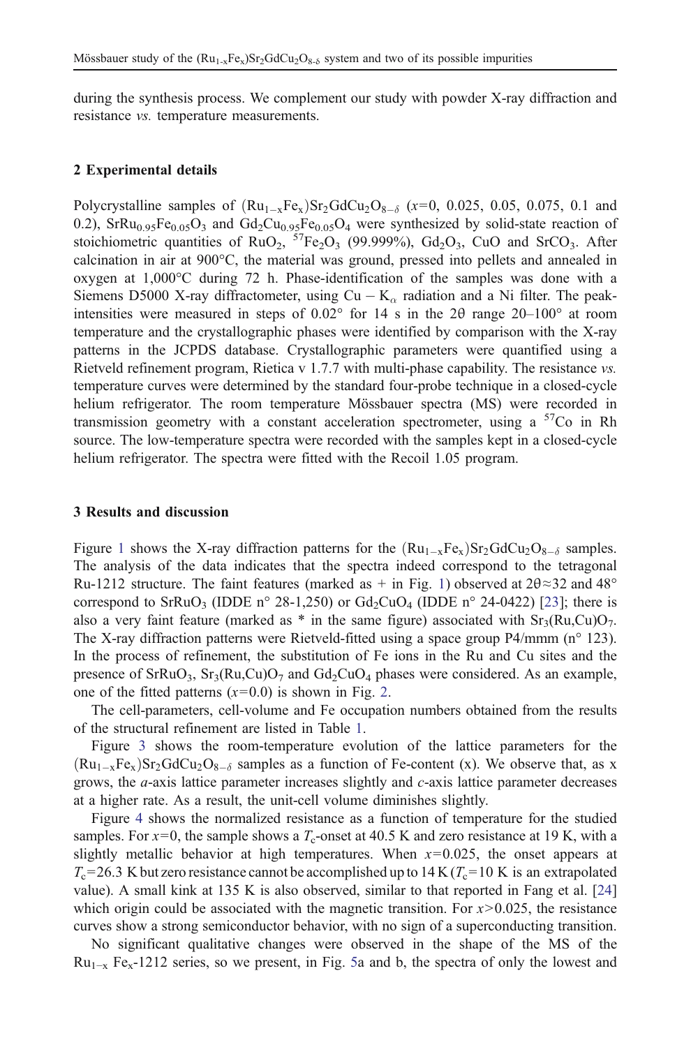during the synthesis process. We complement our study with powder X-ray diffraction and resistance *vs.* temperature measurements.

## 2 Experimental details

Polycrystalline samples of $(Ru_{1-x}Fe_x)Sr_2GdCu_2O_{8-\delta}$ ($x$=0, 0.025, 0.05, 0.075, 0.1 and 0.2), $SrRu_{0.95}Fe_{0.05}O_3$ and $Gd_2Cu_{0.95}Fe_{0.05}O_4$ were synthesized by solid-state reaction of stoichiometric quantities of $RuO_2$, $^{57}Fe_2O_3$ (99.999%), $Gd_2O_3$, CuO and $SrCO_3$. After calcination in air at 900°C, the material was ground, pressed into pellets and annealed in oxygen at 1,000°C during 72 h. Phase-identification of the samples was done with a Siemens D5000 X-ray diffractometer, using $Cu-K_\alpha$ radiation and a Ni filter. The peak-intensities were measured in steps of 0.02° for 14 s in the 2θ range 20–100° at room temperature and the crystallographic phases were identified by comparison with the X-ray patterns in the JCPDS database. Crystallographic parameters were quantified using a Rietveld refinement program, Rietica v 1.7.7 with multi-phase capability. The resistance *vs.* temperature curves were determined by the standard four-probe technique in a closed-cycle helium refrigerator. The room temperature Mössbauer spectra (MS) were recorded in transmission geometry with a constant acceleration spectrometer, using a $^{57}Co$ in Rh source. The low-temperature spectra were recorded with the samples kept in a closed-cycle helium refrigerator. The spectra were fitted with the Recoil 1.05 program.

## 3 Results and discussion

Figure 1 shows the X-ray diffraction patterns for the $(Ru_{1-x}Fe_x)Sr_2GdCu_2O_{8-\delta}$ samples. The analysis of the data indicates that the spectra indeed correspond to the tetragonal Ru-1212 structure. The faint features (marked as + in Fig. 1) observed at 2θ≈32 and 48° correspond to $SrRuO_3$ (IDDE n° 28-1,250) or $Gd_2CuO_4$ (IDDE n° 24-0422) [23]; there is also a very faint feature (marked as * in the same figure) associated with $Sr_3(Ru,Cu)O_7$. The X-ray diffraction patterns were Rietveld-fitted using a space group P4/mmm (n° 123). In the process of refinement, the substitution of Fe ions in the Ru and Cu sites and the presence of $SrRuO_3$, $Sr_3(Ru,Cu)O_7$ and $Gd_2CuO_4$ phases were considered. As an example, one of the fitted patterns ($x$=0.0) is shown in Fig. 2.

The cell-parameters, cell-volume and Fe occupation numbers obtained from the results of the structural refinement are listed in Table 1.

Figure 3 shows the room-temperature evolution of the lattice parameters for the $(Ru_{1-x}Fe_x)Sr_2GdCu_2O_{8-\delta}$ samples as a function of Fe-content (x). We observe that, as x grows, the *a*-axis lattice parameter increases slightly and *c*-axis lattice parameter decreases at a higher rate. As a result, the unit-cell volume diminishes slightly.

Figure 4 shows the normalized resistance as a function of temperature for the studied samples. For $x$=0, the sample shows a $T_c$-onset at 40.5 K and zero resistance at 19 K, with a slightly metallic behavior at high temperatures. When $x$=0.025, the onset appears at $T_c$=26.3 K but zero resistance cannot be accomplished up to 14 K ($T_c$=10 K is an extrapolated value). A small kink at 135 K is also observed, similar to that reported in Fang et al. [24] which origin could be associated with the magnetic transition. For $x$>0.025, the resistance curves show a strong semiconductor behavior, with no sign of a superconducting transition.

No significant qualitative changes were observed in the shape of the MS of the $Ru_{1-x}$ $Fe_x$-1212 series, so we present, in Fig. 5a and b, the spectra of only the lowest and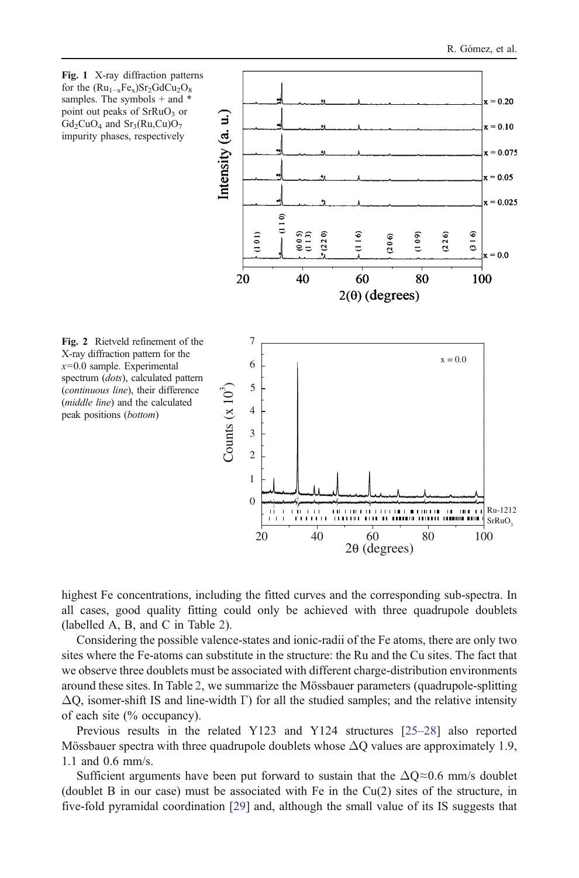Fig. 1 X-ray diffraction patterns for the $(Ru_{1-x}Fe_x)Sr_2GdCu_2O_8$ samples. The symbols + and * point out peaks of $SrRuO_3$ or $Gd_2CuO_4$ and $Sr_3(Ru,Cu)O_7$ impurity phases, respectively

Fig. 2 Rietveld refinement of the X-ray diffraction pattern for the *x*=0.0 sample. Experimental spectrum (*dots*), calculated pattern (*continuous line*), their difference (*middle line*) and the calculated peak positions (*bottom*)

highest Fe concentrations, including the fitted curves and the corresponding sub-spectra. In all cases, good quality fitting could only be achieved with three quadrupole doublets (labelled A, B, and C in Table 2).

Considering the possible valence-states and ionic-radii of the Fe atoms, there are only two sites where the Fe-atoms can substitute in the structure: the Ru and the Cu sites. The fact that we observe three doublets must be associated with different charge-distribution environments around these sites. In Table 2, we summarize the Mössbauer parameters (quadrupole-splitting $\Delta Q$, isomer-shift IS and line-width $\Gamma$) for all the studied samples; and the relative intensity of each site (% occupancy).

Previous results in the related Y123 and Y124 structures [25–28] also reported Mössbauer spectra with three quadrupole doublets whose $\Delta Q$ values are approximately 1.9, 1.1 and 0.6 mm/s.

Sufficient arguments have been put forward to sustain that the $\Delta Q \approx 0.6$ mm/s doublet (doublet B in our case) must be associated with Fe in the Cu(2) sites of the structure, in five-fold pyramidal coordination [29] and, although the small value of its IS suggests that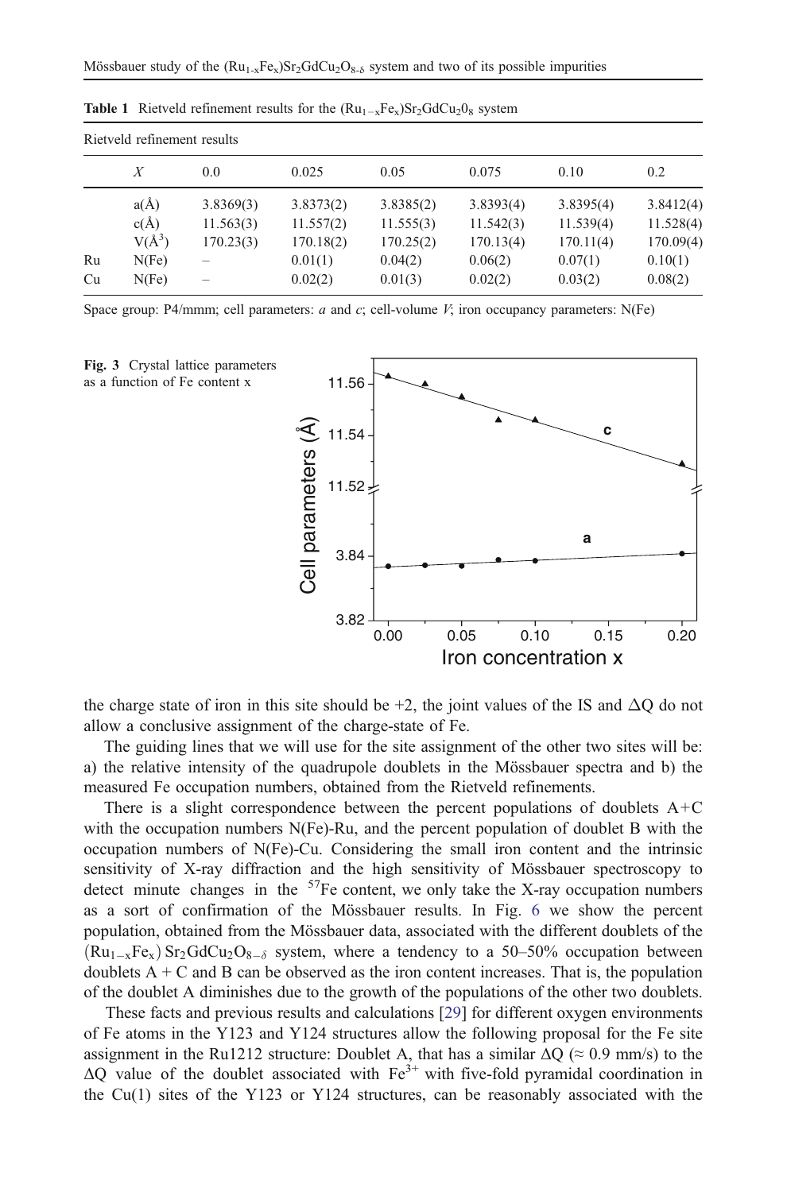**Table 1** Rietveld refinement results for the $(Ru_{1-x}Fe_x)Sr_2GdCu_20_8$ system

| Rietveld refinement results | | | | | | | |
|---|---|---|---|---|---|---|---|
| | $X$ | 0.0 | 0.025 | 0.05 | 0.075 | 0.10 | 0.2 |
| | a(Å) | 3.8369(3) | 3.8373(2) | 3.8385(2) | 3.8393(4) | 3.8395(4) | 3.8412(4) |
| | c(Å) | 11.563(3) | 11.557(2) | 11.555(3) | 11.542(3) | 11.539(4) | 11.528(4) |
| | V(Å$^3$) | 170.23(3) | 170.18(2) | 170.25(2) | 170.13(4) | 170.11(4) | 170.09(4) |
| Ru | N(Fe) | – | 0.01(1) | 0.04(2) | 0.06(2) | 0.07(1) | 0.10(1) |
| Cu | N(Fe) | – | 0.02(2) | 0.01(3) | 0.02(2) | 0.03(2) | 0.08(2) |

Space group: P4/mmm; cell parameters: *a* and *c*; cell-volume *V*; iron occupancy parameters: N(Fe)

**Fig. 3** Crystal lattice parameters as a function of Fe content x

the charge state of iron in this site should be +2, the joint values of the IS and ΔQ do not allow a conclusive assignment of the charge-state of Fe.

The guiding lines that we will use for the site assignment of the other two sites will be: a) the relative intensity of the quadrupole doublets in the Mössbauer spectra and b) the measured Fe occupation numbers, obtained from the Rietveld refinements.

There is a slight correspondence between the percent populations of doublets A+C with the occupation numbers N(Fe)-Ru, and the percent population of doublet B with the occupation numbers of N(Fe)-Cu. Considering the small iron content and the intrinsic sensitivity of X-ray diffraction and the high sensitivity of Mössbauer spectroscopy to detect minute changes in the $^{57}$Fe content, we only take the X-ray occupation numbers as a sort of confirmation of the Mössbauer results. In Fig. 6 we show the percent population, obtained from the Mössbauer data, associated with the different doublets of the $(Ru_{1-x}Fe_x)\,Sr_2GdCu_2O_{8-\delta}$ system, where a tendency to a 50–50% occupation between doublets A + C and B can be observed as the iron content increases. That is, the population of the doublet A diminishes due to the growth of the populations of the other two doublets.

These facts and previous results and calculations [29] for different oxygen environments of Fe atoms in the Y123 and Y124 structures allow the following proposal for the Fe site assignment in the Ru1212 structure: Doublet A, that has a similar ΔQ (≈ 0.9 mm/s) to the ΔQ value of the doublet associated with $Fe^{3+}$ with five-fold pyramidal coordination in the Cu(1) sites of the Y123 or Y124 structures, can be reasonably associated with the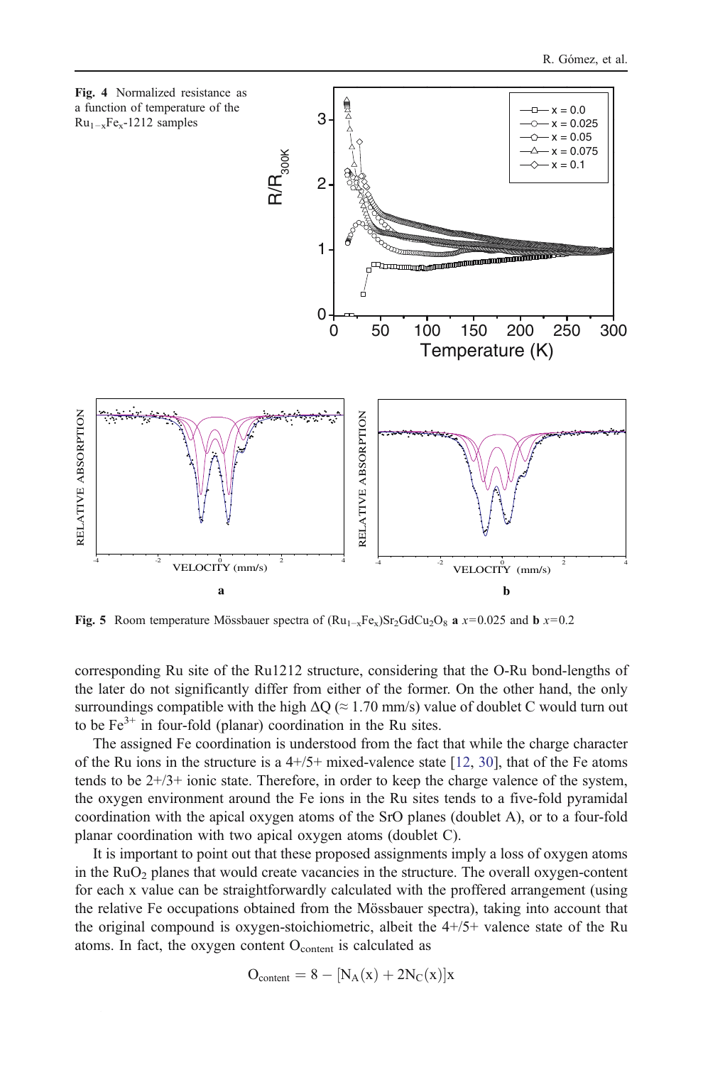**Fig. 4** Normalized resistance as a function of temperature of the $Ru_{1-x}Fe_x$-1212 samples

**Fig. 5** Room temperature Mössbauer spectra of $(Ru_{1-x}Fe_x)Sr_2GdCu_2O_8$ **a** $x=0.025$ and **b** $x=0.2$

corresponding Ru site of the Ru1212 structure, considering that the O-Ru bond-lengths of the later do not significantly differ from either of the former. On the other hand, the only surroundings compatible with the high $\Delta Q$ ($\approx 1.70$ mm/s) value of doublet C would turn out to be $Fe^{3+}$ in four-fold (planar) coordination in the Ru sites.

The assigned Fe coordination is understood from the fact that while the charge character of the Ru ions in the structure is a 4+/5+ mixed-valence state [12, 30], that of the Fe atoms tends to be 2+/3+ ionic state. Therefore, in order to keep the charge valence of the system, the oxygen environment around the Fe ions in the Ru sites tends to a five-fold pyramidal coordination with the apical oxygen atoms of the SrO planes (doublet A), or to a four-fold planar coordination with two apical oxygen atoms (doublet C).

It is important to point out that these proposed assignments imply a loss of oxygen atoms in the $RuO_2$ planes that would create vacancies in the structure. The overall oxygen-content for each x value can be straightforwardly calculated with the proffered arrangement (using the relative Fe occupations obtained from the Mössbauer spectra), taking into account that the original compound is oxygen-stoichiometric, albeit the 4+/5+ valence state of the Ru atoms. In fact, the oxygen content $O_{content}$ is calculated as

$$O_{content} = 8 - [N_A(x) + 2N_C(x)]x$$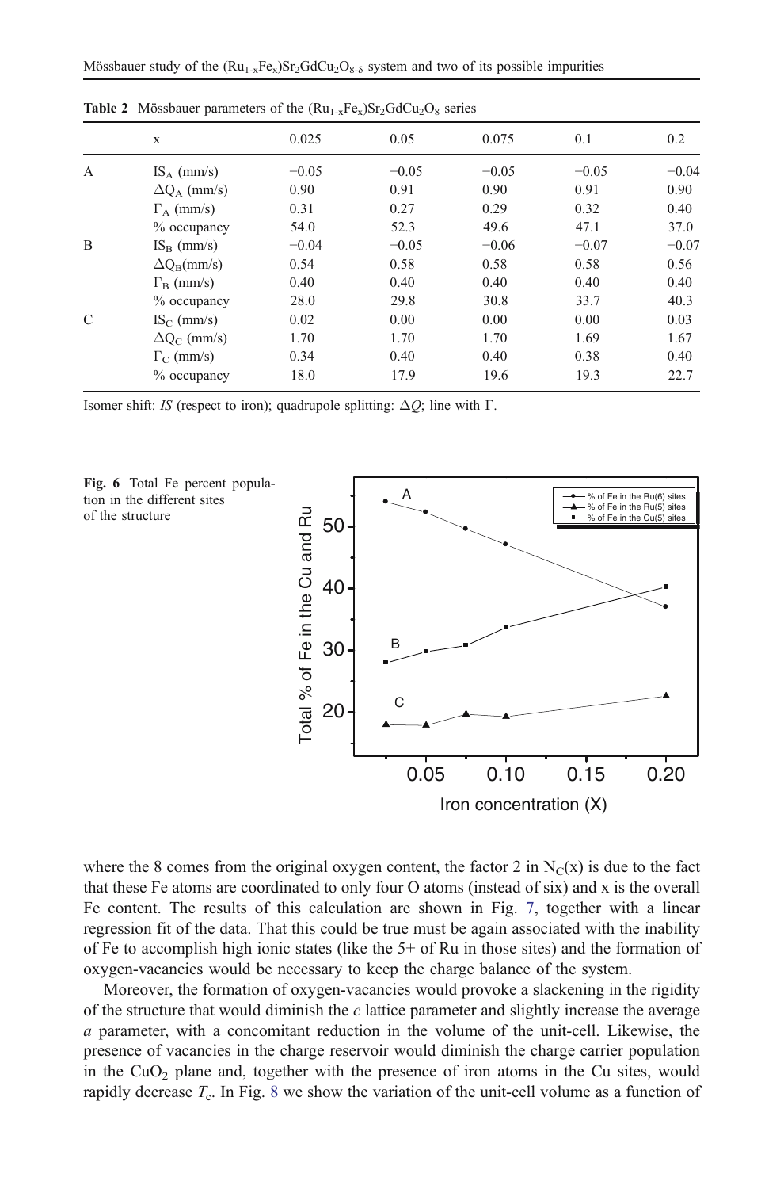**Table 2** Mössbauer parameters of the $(Ru_{1-x}Fe_x)Sr_2GdCu_2O_8$ series

| | x | 0.025 | 0.05 | 0.075 | 0.1 | 0.2 |
|---|---|---|---|---|---|---|
| A | $IS_A$ (mm/s) | −0.05 | −0.05 | −0.05 | −0.05 | −0.04 |
| | $\Delta Q_A$ (mm/s) | 0.90 | 0.91 | 0.90 | 0.91 | 0.90 |
| | $\Gamma_A$ (mm/s) | 0.31 | 0.27 | 0.29 | 0.32 | 0.40 |
| | % occupancy | 54.0 | 52.3 | 49.6 | 47.1 | 37.0 |
| B | $IS_B$ (mm/s) | −0.04 | −0.05 | −0.06 | −0.07 | −0.07 |
| | $\Delta Q_B$(mm/s) | 0.54 | 0.58 | 0.58 | 0.58 | 0.56 |
| | $\Gamma_B$ (mm/s) | 0.40 | 0.40 | 0.40 | 0.40 | 0.40 |
| | % occupancy | 28.0 | 29.8 | 30.8 | 33.7 | 40.3 |
| C | $IS_C$ (mm/s) | 0.02 | 0.00 | 0.00 | 0.00 | 0.03 |
| | $\Delta Q_C$ (mm/s) | 1.70 | 1.70 | 1.70 | 1.69 | 1.67 |
| | $\Gamma_C$ (mm/s) | 0.34 | 0.40 | 0.40 | 0.38 | 0.40 |
| | % occupancy | 18.0 | 17.9 | 19.6 | 19.3 | 22.7 |

Isomer shift: *IS* (respect to iron); quadrupole splitting: $\Delta Q$; line with $\Gamma$.

**Fig. 6** Total Fe percent population in the different sites of the structure

where the 8 comes from the original oxygen content, the factor 2 in $N_C(x)$ is due to the fact that these Fe atoms are coordinated to only four O atoms (instead of six) and x is the overall Fe content. The results of this calculation are shown in Fig. 7, together with a linear regression fit of the data. That this could be true must be again associated with the inability of Fe to accomplish high ionic states (like the 5+ of Ru in those sites) and the formation of oxygen-vacancies would be necessary to keep the charge balance of the system.

Moreover, the formation of oxygen-vacancies would provoke a slackening in the rigidity of the structure that would diminish the *c* lattice parameter and slightly increase the average *a* parameter, with a concomitant reduction in the volume of the unit-cell. Likewise, the presence of vacancies in the charge reservoir would diminish the charge carrier population in the $CuO_2$ plane and, together with the presence of iron atoms in the Cu sites, would rapidly decrease $T_c$. In Fig. 8 we show the variation of the unit-cell volume as a function of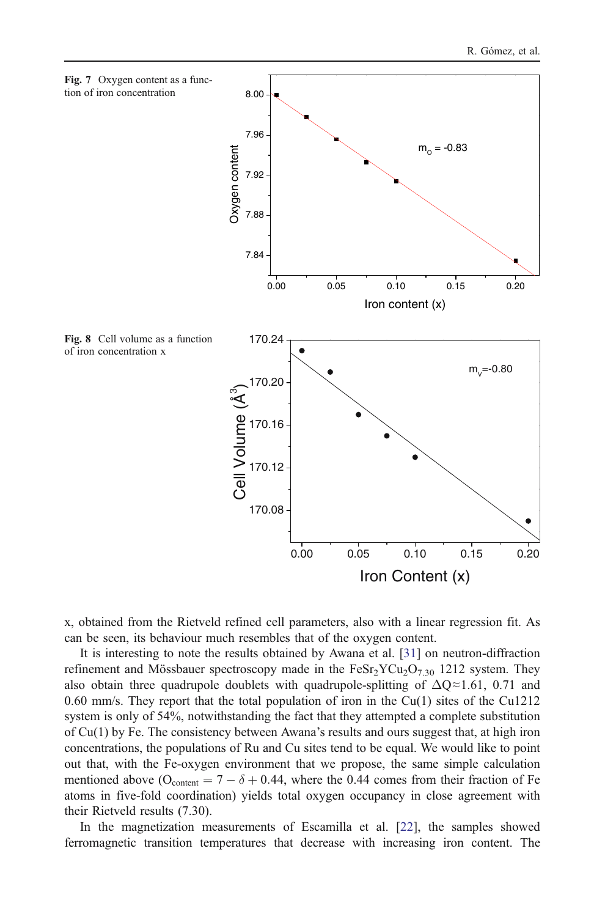Fig. 7 Oxygen content as a function of iron concentration

Fig. 8 Cell volume as a function of iron concentration x

x, obtained from the Rietveld refined cell parameters, also with a linear regression fit. As can be seen, its behaviour much resembles that of the oxygen content.

It is interesting to note the results obtained by Awana et al. [31] on neutron-diffraction refinement and Mössbauer spectroscopy made in the $FeSr_2YCu_2O_{7.30}$ 1212 system. They also obtain three quadrupole doublets with quadrupole-splitting of $\Delta Q \approx 1.61$, 0.71 and 0.60 mm/s. They report that the total population of iron in the Cu(1) sites of the Cu1212 system is only of 54%, notwithstanding the fact that they attempted a complete substitution of Cu(1) by Fe. The consistency between Awana's results and ours suggest that, at high iron concentrations, the populations of Ru and Cu sites tend to be equal. We would like to point out that, with the Fe-oxygen environment that we propose, the same simple calculation mentioned above ($O_{content} = 7 - \delta + 0.44$, where the 0.44 comes from their fraction of Fe atoms in five-fold coordination) yields total oxygen occupancy in close agreement with their Rietveld results (7.30).

In the magnetization measurements of Escamilla et al. [22], the samples showed ferromagnetic transition temperatures that decrease with increasing iron content. The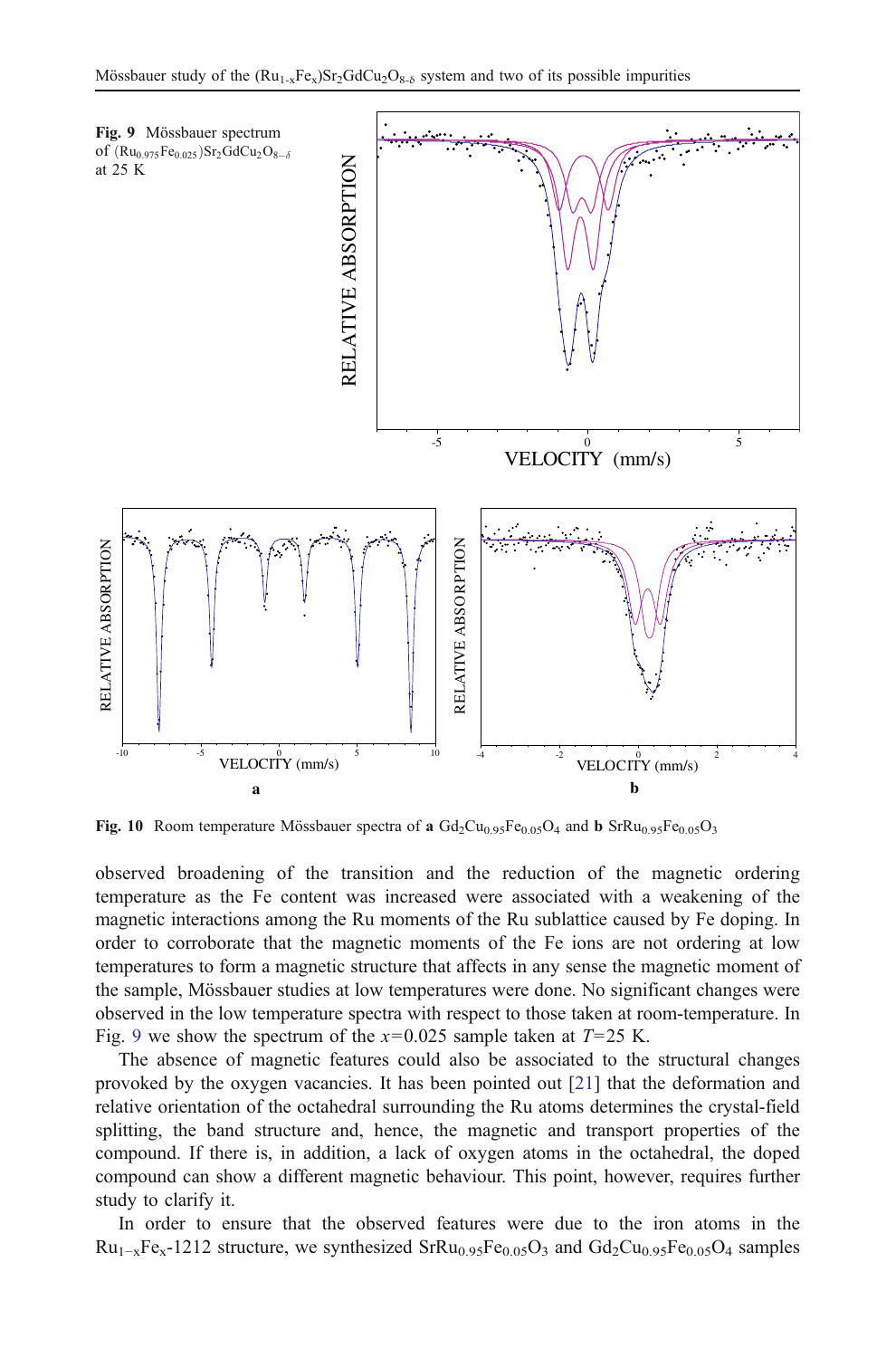**Fig. 9** Mössbauer spectrum of $(Ru_{0.975}Fe_{0.025})Sr_2GdCu_2O_{8-\delta}$ at 25 K

**Fig. 10** Room temperature Mössbauer spectra of **a** $Gd_2Cu_{0.95}Fe_{0.05}O_4$ and **b** $SrRu_{0.95}Fe_{0.05}O_3$

observed broadening of the transition and the reduction of the magnetic ordering temperature as the Fe content was increased were associated with a weakening of the magnetic interactions among the Ru moments of the Ru sublattice caused by Fe doping. In order to corroborate that the magnetic moments of the Fe ions are not ordering at low temperatures to form a magnetic structure that affects in any sense the magnetic moment of the sample, Mössbauer studies at low temperatures were done. No significant changes were observed in the low temperature spectra with respect to those taken at room-temperature. In Fig. 9 we show the spectrum of the $x=0.025$ sample taken at $T=25$ K.

The absence of magnetic features could also be associated to the structural changes provoked by the oxygen vacancies. It has been pointed out [21] that the deformation and relative orientation of the octahedral surrounding the Ru atoms determines the crystal-field splitting, the band structure and, hence, the magnetic and transport properties of the compound. If there is, in addition, a lack of oxygen atoms in the octahedral, the doped compound can show a different magnetic behaviour. This point, however, requires further study to clarify it.

In order to ensure that the observed features were due to the iron atoms in the $Ru_{1-x}Fe_x$-1212 structure, we synthesized $SrRu_{0.95}Fe_{0.05}O_3$ and $Gd_2Cu_{0.95}Fe_{0.05}O_4$ samples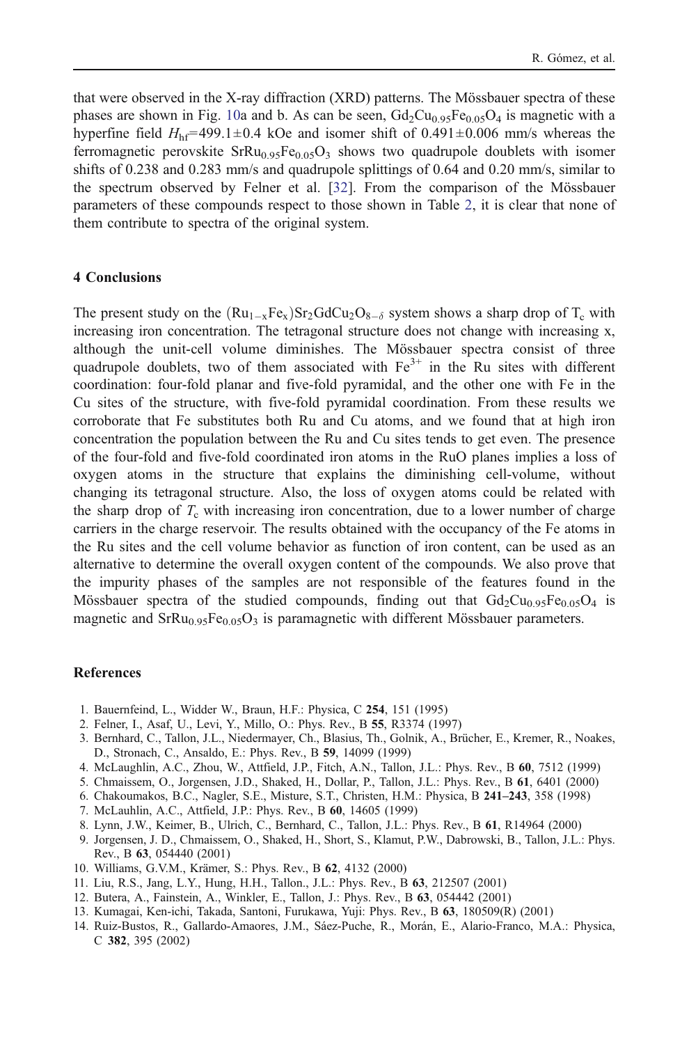that were observed in the X-ray diffraction (XRD) patterns. The Mössbauer spectra of these phases are shown in Fig. 10a and b. As can be seen, $Gd_2Cu_{0.95}Fe_{0.05}O_4$ is magnetic with a hyperfine field $H_{hf}$=499.1±0.4 kOe and isomer shift of 0.491±0.006 mm/s whereas the ferromagnetic perovskite $SrRu_{0.95}Fe_{0.05}O_3$ shows two quadrupole doublets with isomer shifts of 0.238 and 0.283 mm/s and quadrupole splittings of 0.64 and 0.20 mm/s, similar to the spectrum observed by Felner et al. [32]. From the comparison of the Mössbauer parameters of these compounds respect to those shown in Table 2, it is clear that none of them contribute to spectra of the original system.

## 4 Conclusions

The present study on the $(Ru_{1-x}Fe_x)Sr_2GdCu_2O_{8-\delta}$ system shows a sharp drop of $T_c$ with increasing iron concentration. The tetragonal structure does not change with increasing x, although the unit-cell volume diminishes. The Mössbauer spectra consist of three quadrupole doublets, two of them associated with $Fe^{3+}$ in the Ru sites with different coordination: four-fold planar and five-fold pyramidal, and the other one with Fe in the Cu sites of the structure, with five-fold pyramidal coordination. From these results we corroborate that Fe substitutes both Ru and Cu atoms, and we found that at high iron concentration the population between the Ru and Cu sites tends to get even. The presence of the four-fold and five-fold coordinated iron atoms in the RuO planes implies a loss of oxygen atoms in the structure that explains the diminishing cell-volume, without changing its tetragonal structure. Also, the loss of oxygen atoms could be related with the sharp drop of $T_c$ with increasing iron concentration, due to a lower number of charge carriers in the charge reservoir. The results obtained with the occupancy of the Fe atoms in the Ru sites and the cell volume behavior as function of iron content, can be used as an alternative to determine the overall oxygen content of the compounds. We also prove that the impurity phases of the samples are not responsible of the features found in the Mössbauer spectra of the studied compounds, finding out that $Gd_2Cu_{0.95}Fe_{0.05}O_4$ is magnetic and $SrRu_{0.95}Fe_{0.05}O_3$ is paramagnetic with different Mössbauer parameters.

## References

1. Bauernfeind, L., Widder W., Braun, H.F.: Physica, C **254**, 151 (1995)
2. Felner, I., Asaf, U., Levi, Y., Millo, O.: Phys. Rev., B **55**, R3374 (1997)
3. Bernhard, C., Tallon, J.L., Niedermayer, Ch., Blasius, Th., Golnik, A., Brücher, E., Kremer, R., Noakes, D., Stronach, C., Ansaldo, E.: Phys. Rev., B **59**, 14099 (1999)
4. McLaughlin, A.C., Zhou, W., Attfield, J.P., Fitch, A.N., Tallon, J.L.: Phys. Rev., B **60**, 7512 (1999)
5. Chmaissem, O., Jorgensen, J.D., Shaked, H., Dollar, P., Tallon, J.L.: Phys. Rev., B **61**, 6401 (2000)
6. Chakoumakos, B.C., Nagler, S.E., Misture, S.T., Christen, H.M.: Physica, B **241–243**, 358 (1998)
7. McLauhlin, A.C., Attfield, J.P.: Phys. Rev., B **60**, 14605 (1999)
8. Lynn, J.W., Keimer, B., Ulrich, C., Bernhard, C., Tallon, J.L.: Phys. Rev., B **61**, R14964 (2000)
9. Jorgensen, J. D., Chmaissem, O., Shaked, H., Short, S., Klamut, P.W., Dabrowski, B., Tallon, J.L.: Phys. Rev., B **63**, 054440 (2001)
10. Williams, G.V.M., Krämer, S.: Phys. Rev., B **62**, 4132 (2000)
11. Liu, R.S., Jang, L.Y., Hung, H.H., Tallon., J.L.: Phys. Rev., B **63**, 212507 (2001)
12. Butera, A., Fainstein, A., Winkler, E., Tallon, J.: Phys. Rev., B **63**, 054442 (2001)
13. Kumagai, Ken-ichi, Takada, Santoni, Furukawa, Yuji: Phys. Rev., B **63**, 180509(R) (2001)
14. Ruiz-Bustos, R., Gallardo-Amaores, J.M., Sáez-Puche, R., Morán, E., Alario-Franco, M.A.: Physica, C **382**, 395 (2002)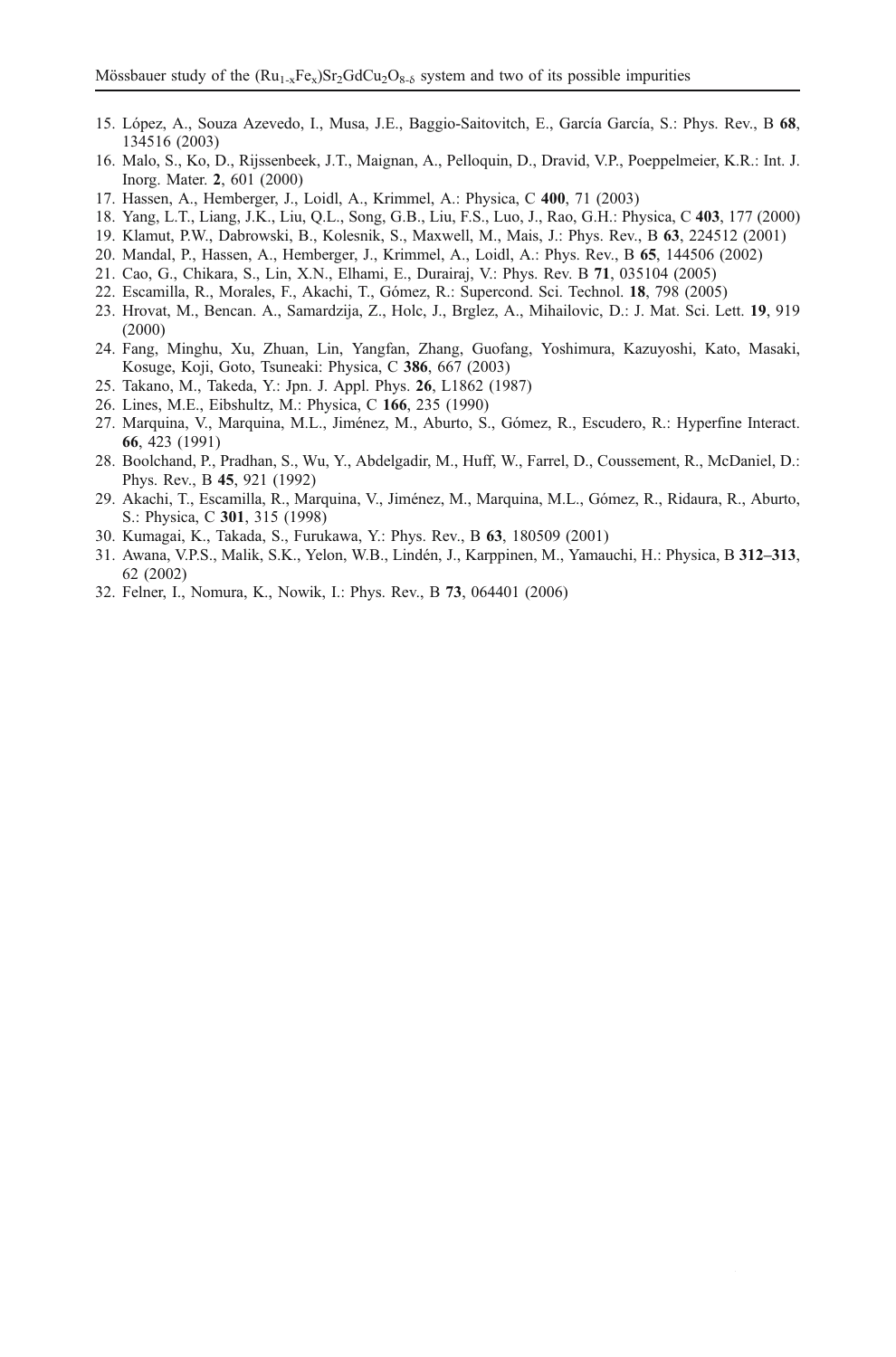15. López, A., Souza Azevedo, I., Musa, J.E., Baggio-Saitovitch, E., García García, S.: Phys. Rev., B **68**, 134516 (2003)
16. Malo, S., Ko, D., Rijssenbeek, J.T., Maignan, A., Pelloquin, D., Dravid, V.P., Poeppelmeier, K.R.: Int. J. Inorg. Mater. **2**, 601 (2000)
17. Hassen, A., Hemberger, J., Loidl, A., Krimmel, A.: Physica, C **400**, 71 (2003)
18. Yang, L.T., Liang, J.K., Liu, Q.L., Song, G.B., Liu, F.S., Luo, J., Rao, G.H.: Physica, C **403**, 177 (2000)
19. Klamut, P.W., Dabrowski, B., Kolesnik, S., Maxwell, M., Mais, J.: Phys. Rev., B **63**, 224512 (2001)
20. Mandal, P., Hassen, A., Hemberger, J., Krimmel, A., Loidl, A.: Phys. Rev., B **65**, 144506 (2002)
21. Cao, G., Chikara, S., Lin, X.N., Elhami, E., Durairaj, V.: Phys. Rev. B **71**, 035104 (2005)
22. Escamilla, R., Morales, F., Akachi, T., Gómez, R.: Supercond. Sci. Technol. **18**, 798 (2005)
23. Hrovat, M., Bencan. A., Samardzija, Z., Holc, J., Brglez, A., Mihailovic, D.: J. Mat. Sci. Lett. **19**, 919 (2000)
24. Fang, Minghu, Xu, Zhuan, Lin, Yangfan, Zhang, Guofang, Yoshimura, Kazuyoshi, Kato, Masaki, Kosuge, Koji, Goto, Tsuneaki: Physica, C **386**, 667 (2003)
25. Takano, M., Takeda, Y.: Jpn. J. Appl. Phys. **26**, L1862 (1987)
26. Lines, M.E., Eibshultz, M.: Physica, C **166**, 235 (1990)
27. Marquina, V., Marquina, M.L., Jiménez, M., Aburto, S., Gómez, R., Escudero, R.: Hyperfine Interact. **66**, 423 (1991)
28. Boolchand, P., Pradhan, S., Wu, Y., Abdelgadir, M., Huff, W., Farrel, D., Coussement, R., McDaniel, D.: Phys. Rev., B **45**, 921 (1992)
29. Akachi, T., Escamilla, R., Marquina, V., Jiménez, M., Marquina, M.L., Gómez, R., Ridaura, R., Aburto, S.: Physica, C **301**, 315 (1998)
30. Kumagai, K., Takada, S., Furukawa, Y.: Phys. Rev., B **63**, 180509 (2001)
31. Awana, V.P.S., Malik, S.K., Yelon, W.B., Lindén, J., Karppinen, M., Yamauchi, H.: Physica, B **312–313**, 62 (2002)
32. Felner, I., Nomura, K., Nowik, I.: Phys. Rev., B **73**, 064401 (2006)